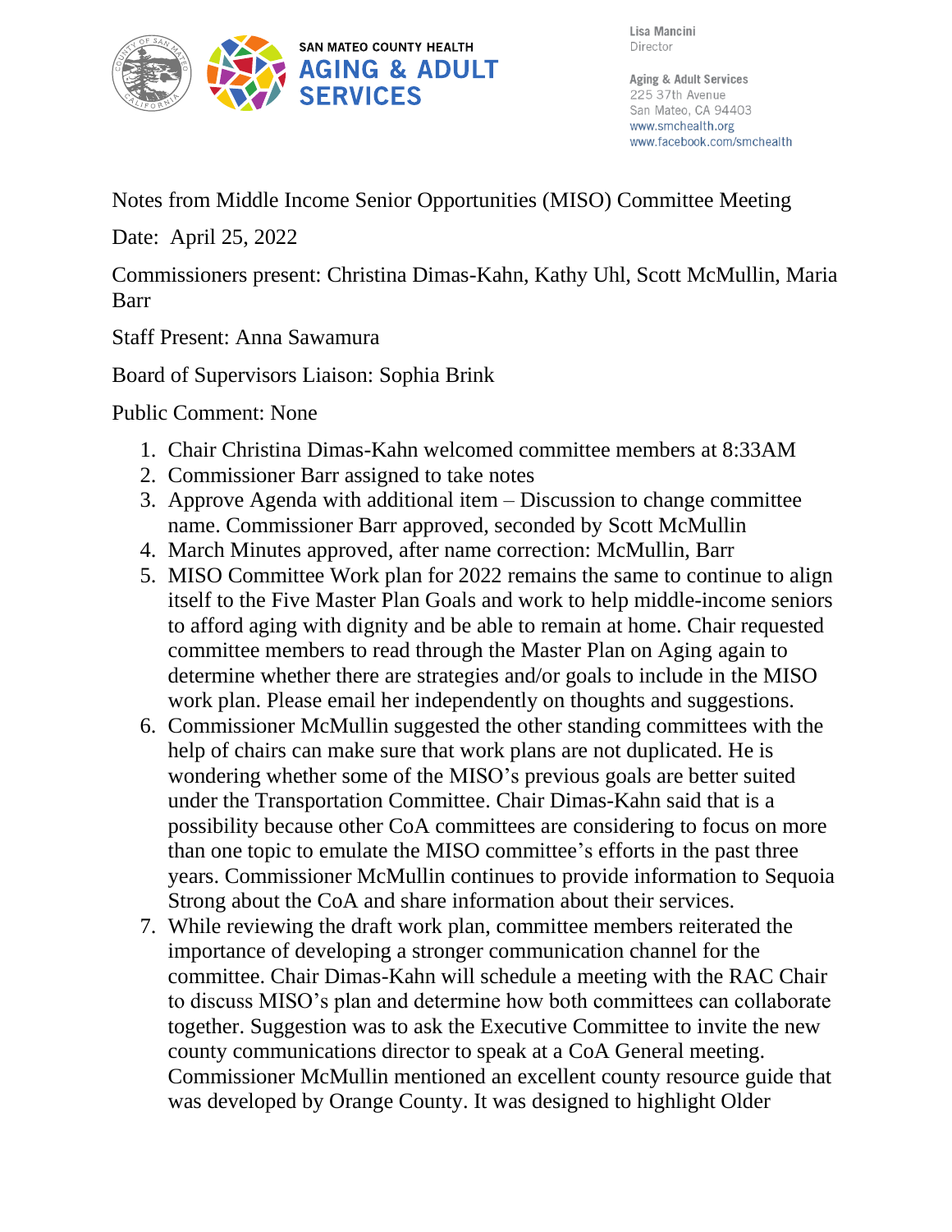SAN MATEO COUNTY HEALTH
**AGING & ADULT SERVICES**

Lisa Mancini
Director

Aging & Adult Services
225 37th Avenue
San Mateo, CA 94403
www.smchealth.org
www.facebook.com/smchealth

Notes from Middle Income Senior Opportunities (MISO) Committee Meeting

Date: April 25, 2022

Commissioners present: Christina Dimas-Kahn, Kathy Uhl, Scott McMullin, Maria Barr

Staff Present: Anna Sawamura

Board of Supervisors Liaison: Sophia Brink

Public Comment: None

1. Chair Christina Dimas-Kahn welcomed committee members at 8:33AM
2. Commissioner Barr assigned to take notes
3. Approve Agenda with additional item – Discussion to change committee name. Commissioner Barr approved, seconded by Scott McMullin
4. March Minutes approved, after name correction: McMullin, Barr
5. MISO Committee Work plan for 2022 remains the same to continue to align itself to the Five Master Plan Goals and work to help middle-income seniors to afford aging with dignity and be able to remain at home. Chair requested committee members to read through the Master Plan on Aging again to determine whether there are strategies and/or goals to include in the MISO work plan. Please email her independently on thoughts and suggestions.
6. Commissioner McMullin suggested the other standing committees with the help of chairs can make sure that work plans are not duplicated. He is wondering whether some of the MISO's previous goals are better suited under the Transportation Committee. Chair Dimas-Kahn said that is a possibility because other CoA committees are considering to focus on more than one topic to emulate the MISO committee's efforts in the past three years. Commissioner McMullin continues to provide information to Sequoia Strong about the CoA and share information about their services.
7. While reviewing the draft work plan, committee members reiterated the importance of developing a stronger communication channel for the committee. Chair Dimas-Kahn will schedule a meeting with the RAC Chair to discuss MISO's plan and determine how both committees can collaborate together. Suggestion was to ask the Executive Committee to invite the new county communications director to speak at a CoA General meeting. Commissioner McMullin mentioned an excellent county resource guide that was developed by Orange County. It was designed to highlight Older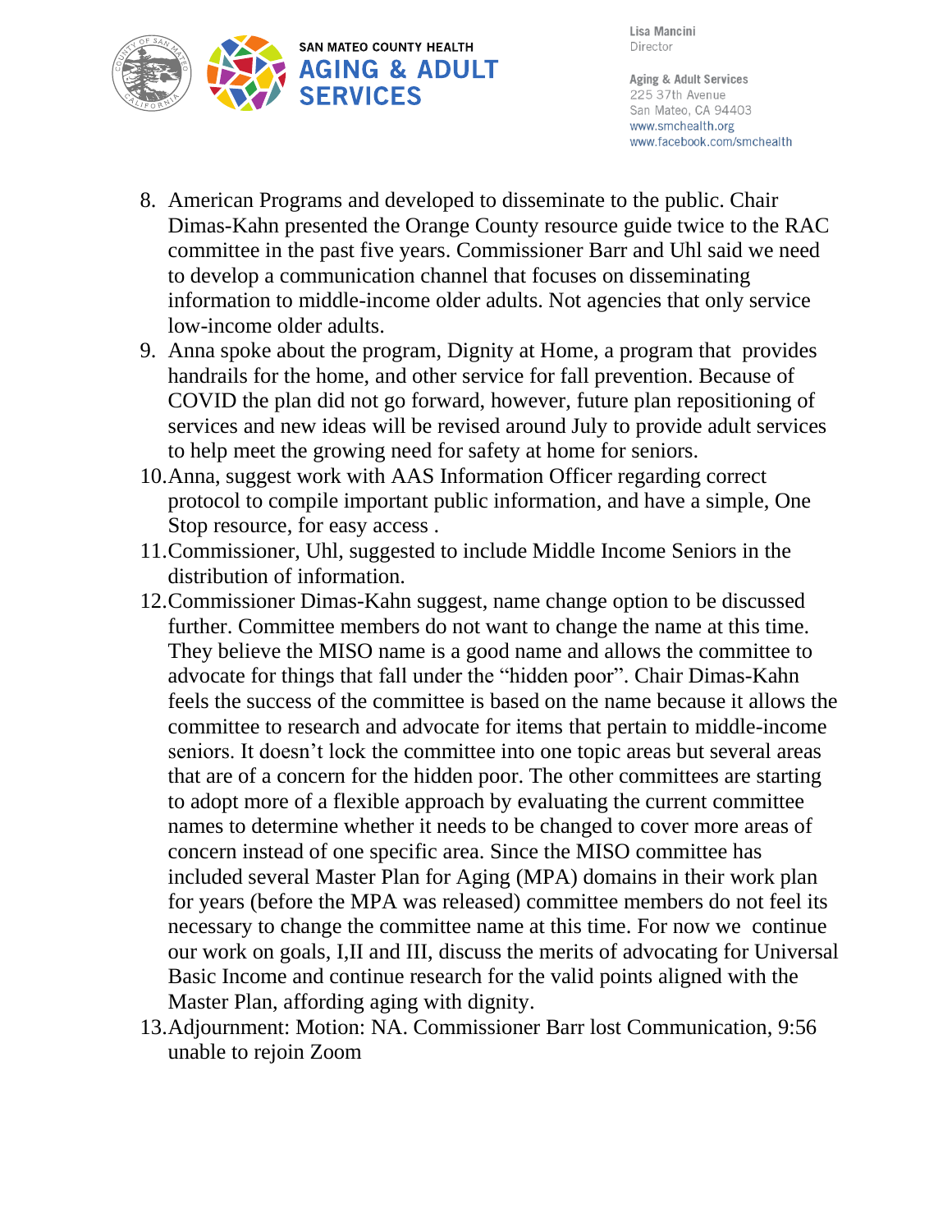8. American Programs and developed to disseminate to the public. Chair Dimas-Kahn presented the Orange County resource guide twice to the RAC committee in the past five years. Commissioner Barr and Uhl said we need to develop a communication channel that focuses on disseminating information to middle-income older adults. Not agencies that only service low-income older adults.
9. Anna spoke about the program, Dignity at Home, a program that provides handrails for the home, and other service for fall prevention. Because of COVID the plan did not go forward, however, future plan repositioning of services and new ideas will be revised around July to provide adult services to help meet the growing need for safety at home for seniors.
10. Anna, suggest work with AAS Information Officer regarding correct protocol to compile important public information, and have a simple, One Stop resource, for easy access .
11. Commissioner, Uhl, suggested to include Middle Income Seniors in the distribution of information.
12. Commissioner Dimas-Kahn suggest, name change option to be discussed further. Committee members do not want to change the name at this time. They believe the MISO name is a good name and allows the committee to advocate for things that fall under the "hidden poor". Chair Dimas-Kahn feels the success of the committee is based on the name because it allows the committee to research and advocate for items that pertain to middle-income seniors. It doesn't lock the committee into one topic areas but several areas that are of a concern for the hidden poor. The other committees are starting to adopt more of a flexible approach by evaluating the current committee names to determine whether it needs to be changed to cover more areas of concern instead of one specific area. Since the MISO committee has included several Master Plan for Aging (MPA) domains in their work plan for years (before the MPA was released) committee members do not feel its necessary to change the committee name at this time. For now we continue our work on goals, I,II and III, discuss the merits of advocating for Universal Basic Income and continue research for the valid points aligned with the Master Plan, affording aging with dignity.
13. Adjournment: Motion: NA. Commissioner Barr lost Communication, 9:56 unable to rejoin Zoom